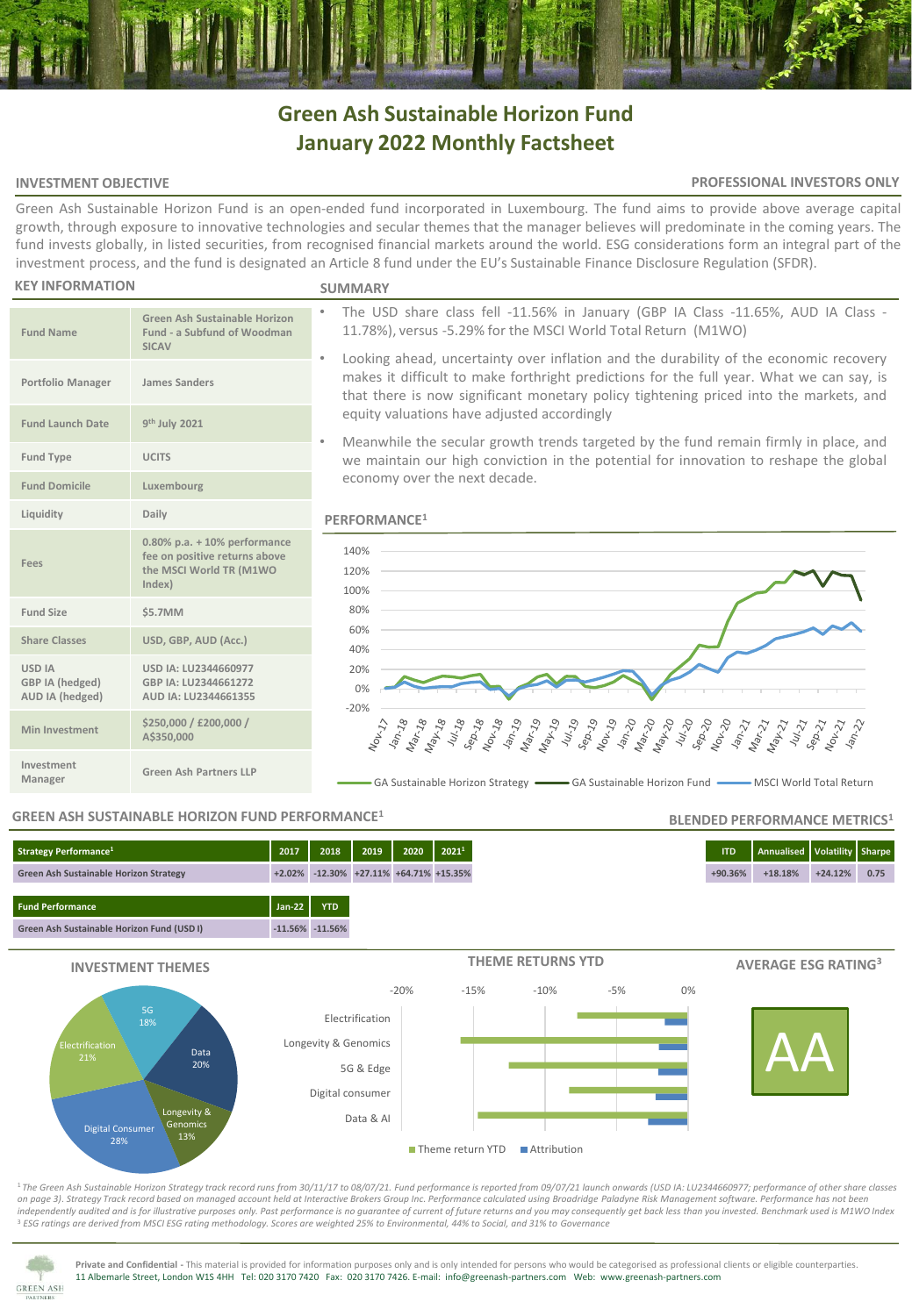# Green Ash Sustainable Horizon Fund
# January 2022 Monthly Factsheet

**INVESTMENT OBJECTIVE** — **PROFESSIONAL INVESTORS ONLY**

Green Ash Sustainable Horizon Fund is an open-ended fund incorporated in Luxembourg. The fund aims to provide above average capital growth, through exposure to innovative technologies and secular themes that the manager believes will predominate in the coming years. The fund invests globally, in listed securities, from recognised financial markets around the world. ESG considerations form an integral part of the investment process, and the fund is designated an Article 8 fund under the EU's Sustainable Finance Disclosure Regulation (SFDR).

## KEY INFORMATION

| | |
|---|---|
| Fund Name | Green Ash Sustainable Horizon Fund - a Subfund of Woodman SICAV |
| Portfolio Manager | James Sanders |
| Fund Launch Date | 9th July 2021 |
| Fund Type | UCITS |
| Fund Domicile | Luxembourg |
| Liquidity | Daily |
| Fees | 0.80% p.a. + 10% performance fee on positive returns above the MSCI World TR (M1WO Index) |
| Fund Size | $5.7MM |
| Share Classes | USD, GBP, AUD (Acc.) |
| USD IA<br>GBP IA (hedged)<br>AUD IA (hedged) | USD IA: LU2344660977<br>GBP IA: LU2344661272<br>AUD IA: LU2344661355 |
| Min Investment | $250,000 / £200,000 / A$350,000 |
| Investment Manager | Green Ash Partners LLP |

## SUMMARY

- The USD share class fell -11.56% in January (GBP IA Class -11.65%, AUD IA Class -11.78%), versus -5.29% for the MSCI World Total Return (M1WO)
- Looking ahead, uncertainty over inflation and the durability of the economic recovery makes it difficult to make forthright predictions for the full year. What we can say, is that there is now significant monetary policy tightening priced into the markets, and equity valuations have adjusted accordingly
- Meanwhile the secular growth trends targeted by the fund remain firmly in place, and we maintain our high conviction in the potential for innovation to reshape the global economy over the next decade.

## PERFORMANCE[1]

GA Sustainable Horizon Strategy — GA Sustainable Horizon Fund — MSCI World Total Return

## GREEN ASH SUSTAINABLE HORIZON FUND PERFORMANCE[1]

| Strategy Performance[1] | 2017 | 2018 | 2019 | 2020 | 2021[1] |
|---|---|---|---|---|---|
| Green Ash Sustainable Horizon Strategy | +2.02% | -12.30% | +27.11% | +64.71% | +15.35% |

| Fund Performance | Jan-22 | YTD |
|---|---|---|
| Green Ash Sustainable Horizon Fund (USD I) | -11.56% | -11.56% |

## BLENDED PERFORMANCE METRICS[1]

| ITD | Annualised | Volatility | Sharpe |
|---|---|---|---|
| +90.36% | +18.18% | +24.12% | 0.75 |

## INVESTMENT THEMES

| Theme | Weight |
|---|---|
| 5G | 18% |
| Data | 20% |
| Longevity & Genomics | 13% |
| Digital Consumer | 28% |
| Electrification | 21% |

## THEME RETURNS YTD

Electrification, Longevity & Genomics, 5G & Edge, Digital consumer, Data & AI

Theme return YTD — Attribution

## AVERAGE ESG RATING[3]

AA

[1] *The Green Ash Sustainable Horizon Strategy track record runs from 30/11/17 to 08/07/21. Fund performance is reported from 09/07/21 launch onwards (USD IA: LU2344660977; performance of other share classes on page 3). Strategy Track record based on managed account held at Interactive Brokers Group Inc. Performance calculated using Broadridge Paladyne Risk Management software. Performance has not been independently audited and is for illustrative purposes only. Past performance is no guarantee of current of future returns and you may consequently get back less than you invested. Benchmark used is M1WO Index*
[3] *ESG ratings are derived from MSCI ESG rating methodology. Scores are weighted 25% to Environmental, 44% to Social, and 31% to Governance*

**Private and Confidential** - This material is provided for information purposes only and is only intended for persons who would be categorised as professional clients or eligible counterparties.
11 Albemarle Street, London W1S 4HH Tel: 020 3170 7420 Fax: 020 3170 7426. E-mail: info@greenash-partners.com Web: www.greenash-partners.com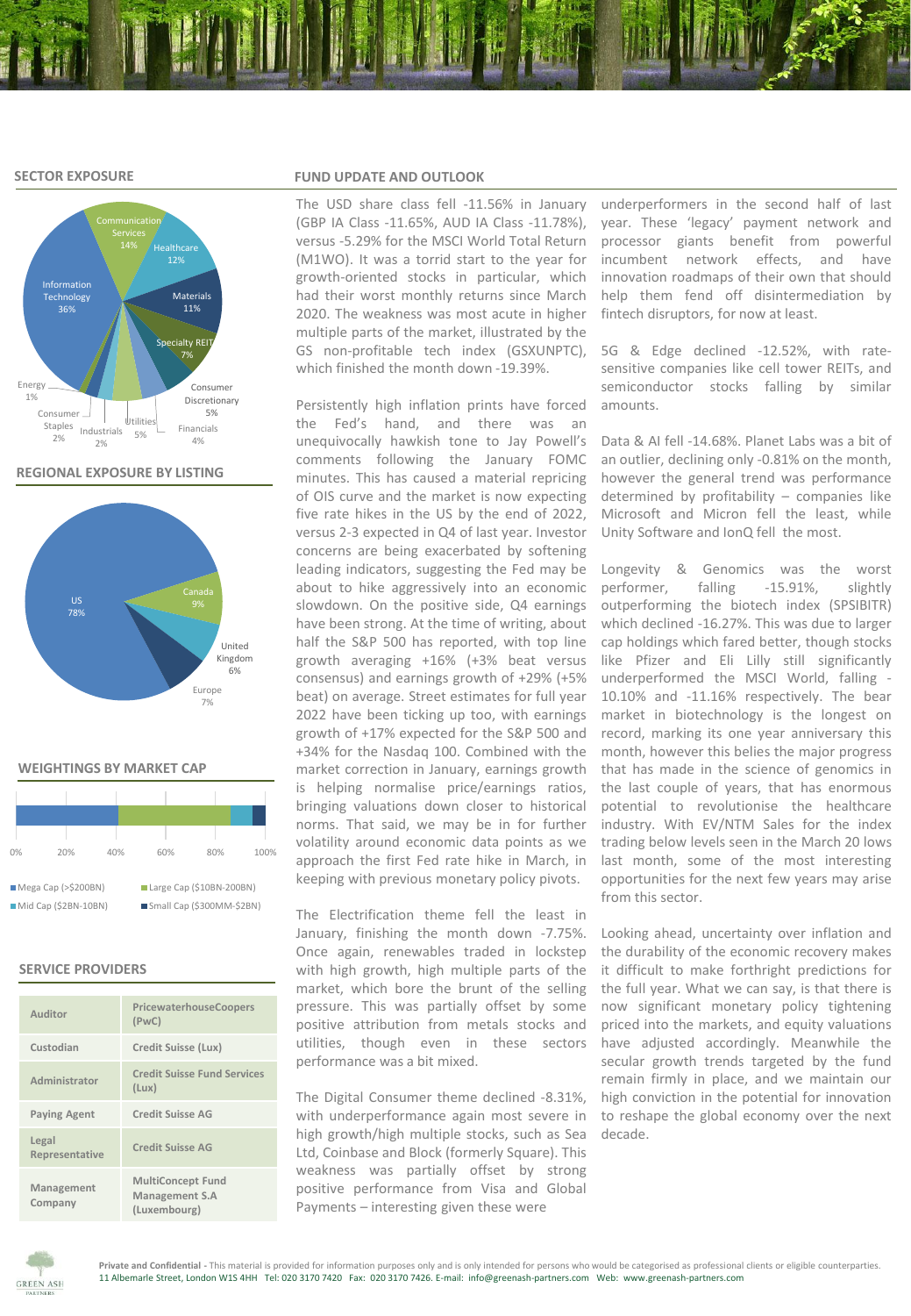## SECTOR EXPOSURE

Information Technology 36%, Communication Services 14%, Healthcare 12%, Materials 11%, Specialty REIT 7%, Consumer Discretionary 5%, Financials 4%, Utilities 5%, Industrials 2%, Consumer Staples 2%, Energy 1%

## REGIONAL EXPOSURE BY LISTING

US 78%, Canada 9%, United Kingdom 6%, Europe 7%

## WEIGHTINGS BY MARKET CAP

■ Mega Cap (>$200BN) ■ Large Cap ($10BN-200BN) ■ Mid Cap ($2BN-10BN) ■ Small Cap ($300MM-$2BN)

## SERVICE PROVIDERS

| | |
|---|---|
| Auditor | PricewaterhouseCoopers (PwC) |
| Custodian | Credit Suisse (Lux) |
| Administrator | Credit Suisse Fund Services (Lux) |
| Paying Agent | Credit Suisse AG |
| Legal Representative | Credit Suisse AG |
| Management Company | MultiConcept Fund Management S.A (Luxembourg) |

## FUND UPDATE AND OUTLOOK

The USD share class fell -11.56% in January (GBP IA Class -11.65%, AUD IA Class -11.78%), versus -5.29% for the MSCI World Total Return (M1WO). It was a torrid start to the year for growth-oriented stocks in particular, which had their worst monthly returns since March 2020. The weakness was most acute in higher multiple parts of the market, illustrated by the GS non-profitable tech index (GSXUNPTC), which finished the month down -19.39%.

Persistently high inflation prints have forced the Fed's hand, and there was an unequivocally hawkish tone to Jay Powell's comments following the January FOMC minutes. This has caused a material repricing of OIS curve and the market is now expecting five rate hikes in the US by the end of 2022, versus 2-3 expected in Q4 of last year. Investor concerns are being exacerbated by softening leading indicators, suggesting the Fed may be about to hike aggressively into an economic slowdown. On the positive side, Q4 earnings have been strong. At the time of writing, about half the S&P 500 has reported, with top line growth averaging +16% (+3% beat versus consensus) and earnings growth of +29% (+5% beat) on average. Street estimates for full year 2022 have been ticking up too, with earnings growth of +17% expected for the S&P 500 and +34% for the Nasdaq 100. Combined with the market correction in January, earnings growth is helping normalise price/earnings ratios, bringing valuations down closer to historical norms. That said, we may be in for further volatility around economic data points as we approach the first Fed rate hike in March, in keeping with previous monetary policy pivots.

The Electrification theme fell the least in January, finishing the month down -7.75%. Once again, renewables traded in lockstep with high growth, high multiple parts of the market, which bore the brunt of the selling pressure. This was partially offset by some positive attribution from metals stocks and utilities, though even in these sectors performance was a bit mixed.

The Digital Consumer theme declined -8.31%, with underperformance again most severe in high growth/high multiple stocks, such as Sea Ltd, Coinbase and Block (formerly Square). This weakness was partially offset by strong positive performance from Visa and Global Payments – interesting given these were underperformers in the second half of last year. These 'legacy' payment network and processor giants benefit from powerful incumbent network effects, and have innovation roadmaps of their own that should help them fend off disintermediation by fintech disruptors, for now at least.

5G & Edge declined -12.52%, with rate-sensitive companies like cell tower REITs, and semiconductor stocks falling by similar amounts.

Data & AI fell -14.68%. Planet Labs was a bit of an outlier, declining only -0.81% on the month, however the general trend was performance determined by profitability – companies like Microsoft and Micron fell the least, while Unity Software and IonQ fell the most.

Longevity & Genomics was the worst performer, falling -15.91%, slightly outperforming the biotech index (SPSIBITR) which declined -16.27%. This was due to larger cap holdings which fared better, though stocks like Pfizer and Eli Lilly still significantly underperformed the MSCI World, falling -10.10% and -11.16% respectively. The bear market in biotechnology is the longest on record, marking its one year anniversary this month, however this belies the major progress that has made in the science of genomics in the last couple of years, that has enormous potential to revolutionise the healthcare industry. With EV/NTM Sales for the index trading below levels seen in the March 20 lows last month, some of the most interesting opportunities for the next few years may arise from this sector.

Looking ahead, uncertainty over inflation and the durability of the economic recovery makes it difficult to make forthright predictions for the full year. What we can say, is that there is now significant monetary policy tightening priced into the markets, and equity valuations have adjusted accordingly. Meanwhile the secular growth trends targeted by the fund remain firmly in place, and we maintain our high conviction in the potential for innovation to reshape the global economy over the next decade.

**Private and Confidential** - This material is provided for information purposes only and is only intended for persons who would be categorised as professional clients or eligible counterparties. 11 Albemarle Street, London W1S 4HH Tel: 020 3170 7420 Fax: 020 3170 7426. E-mail: info@greenash-partners.com Web: www.greenash-partners.com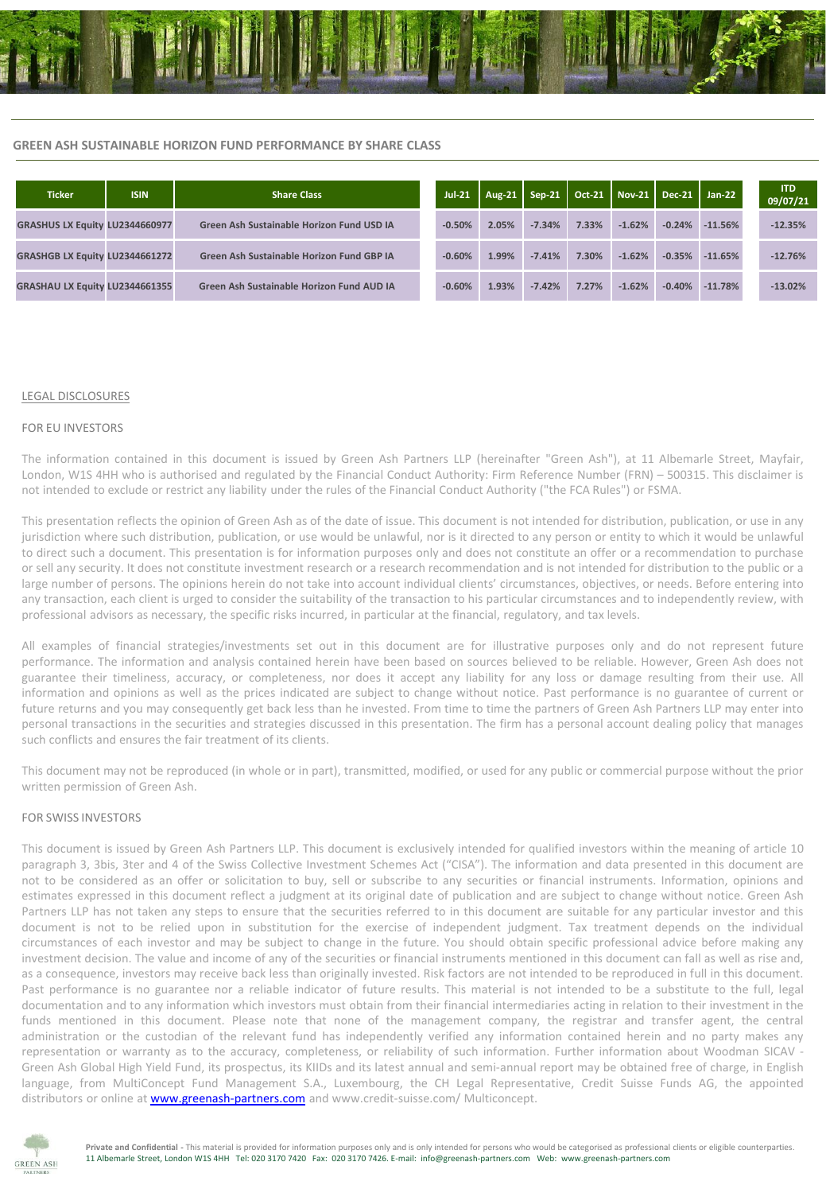## GREEN ASH SUSTAINABLE HORIZON FUND PERFORMANCE BY SHARE CLASS

| Ticker | ISIN | Share Class | Jul-21 | Aug-21 | Sep-21 | Oct-21 | Nov-21 | Dec-21 | Jan-22 | ITD 09/07/21 |
|---|---|---|---|---|---|---|---|---|---|---|
| GRASHUS LX Equity | LU2344660977 | Green Ash Sustainable Horizon Fund USD IA | -0.50% | 2.05% | -7.34% | 7.33% | -1.62% | -0.24% | -11.56% | -12.35% |
| GRASHGB LX Equity | LU2344661272 | Green Ash Sustainable Horizon Fund GBP IA | -0.60% | 1.99% | -7.41% | 7.30% | -1.62% | -0.35% | -11.65% | -12.76% |
| GRASHAU LX Equity | LU2344661355 | Green Ash Sustainable Horizon Fund AUD IA | -0.60% | 1.93% | -7.42% | 7.27% | -1.62% | -0.40% | -11.78% | -13.02% |

LEGAL DISCLOSURES

FOR EU INVESTORS

The information contained in this document is issued by Green Ash Partners LLP (hereinafter "Green Ash"), at 11 Albemarle Street, Mayfair, London, W1S 4HH who is authorised and regulated by the Financial Conduct Authority: Firm Reference Number (FRN) – 500315. This disclaimer is not intended to exclude or restrict any liability under the rules of the Financial Conduct Authority ("the FCA Rules") or FSMA.

This presentation reflects the opinion of Green Ash as of the date of issue. This document is not intended for distribution, publication, or use in any jurisdiction where such distribution, publication, or use would be unlawful, nor is it directed to any person or entity to which it would be unlawful to direct such a document. This presentation is for information purposes only and does not constitute an offer or a recommendation to purchase or sell any security. It does not constitute investment research or a research recommendation and is not intended for distribution to the public or a large number of persons. The opinions herein do not take into account individual clients' circumstances, objectives, or needs. Before entering into any transaction, each client is urged to consider the suitability of the transaction to his particular circumstances and to independently review, with professional advisors as necessary, the specific risks incurred, in particular at the financial, regulatory, and tax levels.

All examples of financial strategies/investments set out in this document are for illustrative purposes only and do not represent future performance. The information and analysis contained herein have been based on sources believed to be reliable. However, Green Ash does not guarantee their timeliness, accuracy, or completeness, nor does it accept any liability for any loss or damage resulting from their use. All information and opinions as well as the prices indicated are subject to change without notice. Past performance is no guarantee of current or future returns and you may consequently get back less than he invested. From time to time the partners of Green Ash Partners LLP may enter into personal transactions in the securities and strategies discussed in this presentation. The firm has a personal account dealing policy that manages such conflicts and ensures the fair treatment of its clients.

This document may not be reproduced (in whole or in part), transmitted, modified, or used for any public or commercial purpose without the prior written permission of Green Ash.

FOR SWISS INVESTORS

This document is issued by Green Ash Partners LLP. This document is exclusively intended for qualified investors within the meaning of article 10 paragraph 3, 3bis, 3ter and 4 of the Swiss Collective Investment Schemes Act ("CISA"). The information and data presented in this document are not to be considered as an offer or solicitation to buy, sell or subscribe to any securities or financial instruments. Information, opinions and estimates expressed in this document reflect a judgment at its original date of publication and are subject to change without notice. Green Ash Partners LLP has not taken any steps to ensure that the securities referred to in this document are suitable for any particular investor and this document is not to be relied upon in substitution for the exercise of independent judgment. Tax treatment depends on the individual circumstances of each investor and may be subject to change in the future. You should obtain specific professional advice before making any investment decision. The value and income of any of the securities or financial instruments mentioned in this document can fall as well as rise and, as a consequence, investors may receive back less than originally invested. Risk factors are not intended to be reproduced in full in this document. Past performance is no guarantee nor a reliable indicator of future results. This material is not intended to be a substitute to the full, legal documentation and to any information which investors must obtain from their financial intermediaries acting in relation to their investment in the funds mentioned in this document. Please note that none of the management company, the registrar and transfer agent, the central administration or the custodian of the relevant fund has independently verified any information contained herein and no party makes any representation or warranty as to the accuracy, completeness, or reliability of such information. Further information about Woodman SICAV - Green Ash Global High Yield Fund, its prospectus, its KIIDs and its latest annual and semi-annual report may be obtained free of charge, in English language, from MultiConcept Fund Management S.A., Luxembourg, the CH Legal Representative, Credit Suisse Funds AG, the appointed distributors or online at www.greenash-partners.com and www.credit-suisse.com/ Multiconcept.

**Private and Confidential** - This material is provided for information purposes only and is only intended for persons who would be categorised as professional clients or eligible counterparties.
11 Albemarle Street, London W1S 4HH Tel: 020 3170 7420 Fax: 020 3170 7426. E-mail: info@greenash-partners.com Web: www.greenash-partners.com